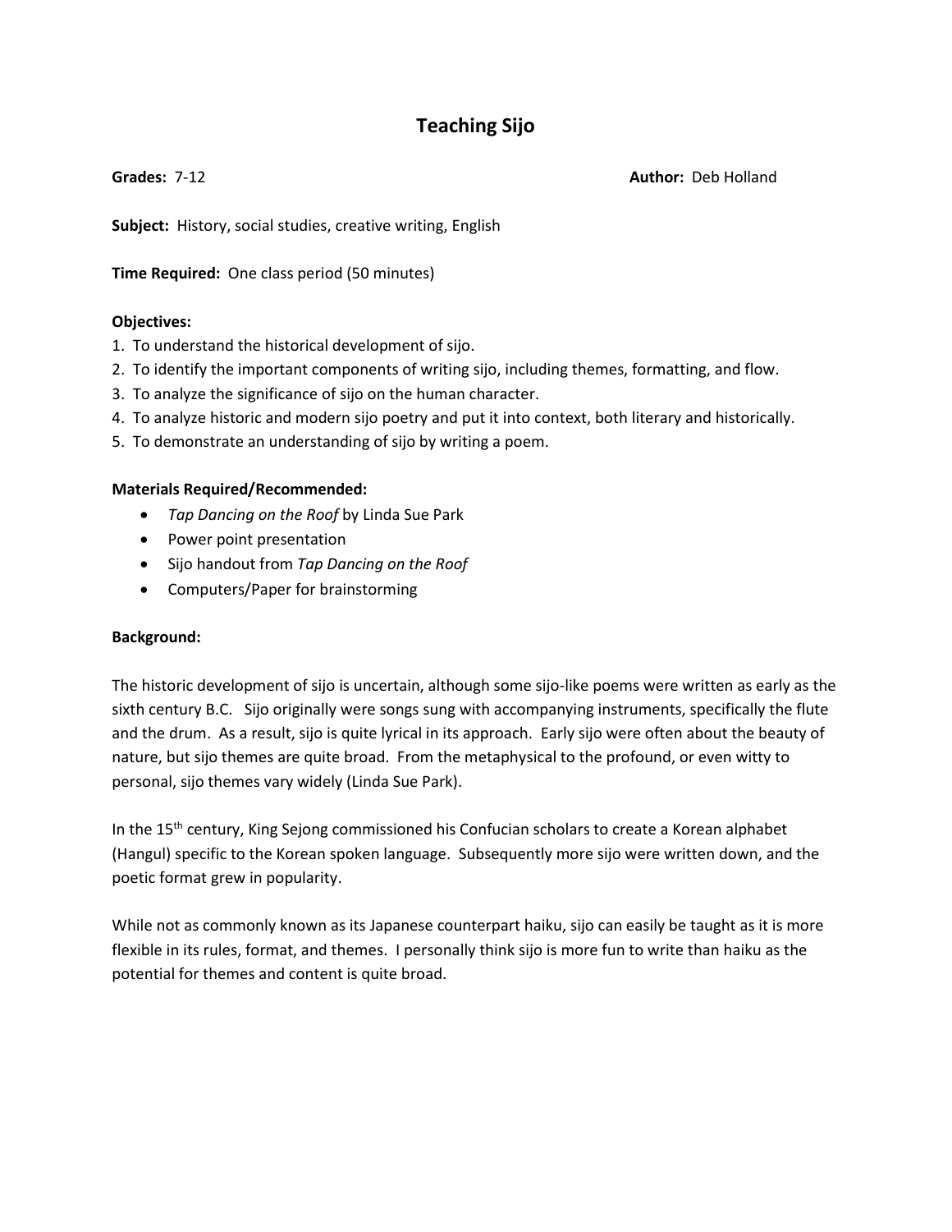# Teaching Sijo

**Grades:** 7-12 **Author:** Deb Holland

**Subject:** History, social studies, creative writing, English

**Time Required:** One class period (50 minutes)

**Objectives:**

1. To understand the historical development of sijo.
2. To identify the important components of writing sijo, including themes, formatting, and flow.
3. To analyze the significance of sijo on the human character.
4. To analyze historic and modern sijo poetry and put it into context, both literary and historically.
5. To demonstrate an understanding of sijo by writing a poem.

**Materials Required/Recommended:**

- *Tap Dancing on the Roof* by Linda Sue Park
- Power point presentation
- Sijo handout from *Tap Dancing on the Roof*
- Computers/Paper for brainstorming

**Background:**

The historic development of sijo is uncertain, although some sijo-like poems were written as early as the sixth century B.C. Sijo originally were songs sung with accompanying instruments, specifically the flute and the drum. As a result, sijo is quite lyrical in its approach. Early sijo were often about the beauty of nature, but sijo themes are quite broad. From the metaphysical to the profound, or even witty to personal, sijo themes vary widely (Linda Sue Park).

In the 15th century, King Sejong commissioned his Confucian scholars to create a Korean alphabet (Hangul) specific to the Korean spoken language. Subsequently more sijo were written down, and the poetic format grew in popularity.

While not as commonly known as its Japanese counterpart haiku, sijo can easily be taught as it is more flexible in its rules, format, and themes. I personally think sijo is more fun to write than haiku as the potential for themes and content is quite broad.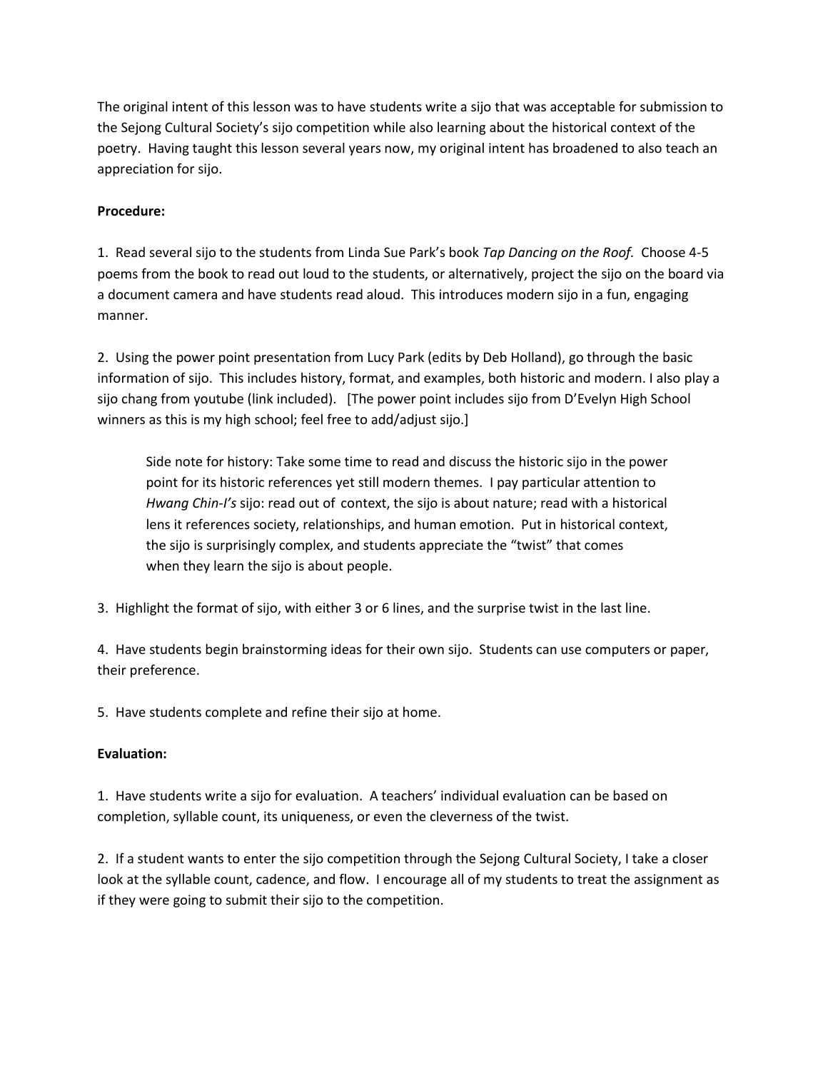The original intent of this lesson was to have students write a sijo that was acceptable for submission to the Sejong Cultural Society's sijo competition while also learning about the historical context of the poetry. Having taught this lesson several years now, my original intent has broadened to also teach an appreciation for sijo.

**Procedure:**

1. Read several sijo to the students from Linda Sue Park's book *Tap Dancing on the Roof.* Choose 4-5 poems from the book to read out loud to the students, or alternatively, project the sijo on the board via a document camera and have students read aloud. This introduces modern sijo in a fun, engaging manner.

2. Using the power point presentation from Lucy Park (edits by Deb Holland), go through the basic information of sijo. This includes history, format, and examples, both historic and modern. I also play a sijo chang from youtube (link included). [The power point includes sijo from D'Evelyn High School winners as this is my high school; feel free to add/adjust sijo.]

> Side note for history: Take some time to read and discuss the historic sijo in the power point for its historic references yet still modern themes. I pay particular attention to *Hwang Chin-I's* sijo: read out of context, the sijo is about nature; read with a historical lens it references society, relationships, and human emotion. Put in historical context, the sijo is surprisingly complex, and students appreciate the "twist" that comes when they learn the sijo is about people.

3. Highlight the format of sijo, with either 3 or 6 lines, and the surprise twist in the last line.

4. Have students begin brainstorming ideas for their own sijo. Students can use computers or paper, their preference.

5. Have students complete and refine their sijo at home.

**Evaluation:**

1. Have students write a sijo for evaluation. A teachers' individual evaluation can be based on completion, syllable count, its uniqueness, or even the cleverness of the twist.

2. If a student wants to enter the sijo competition through the Sejong Cultural Society, I take a closer look at the syllable count, cadence, and flow. I encourage all of my students to treat the assignment as if they were going to submit their sijo to the competition.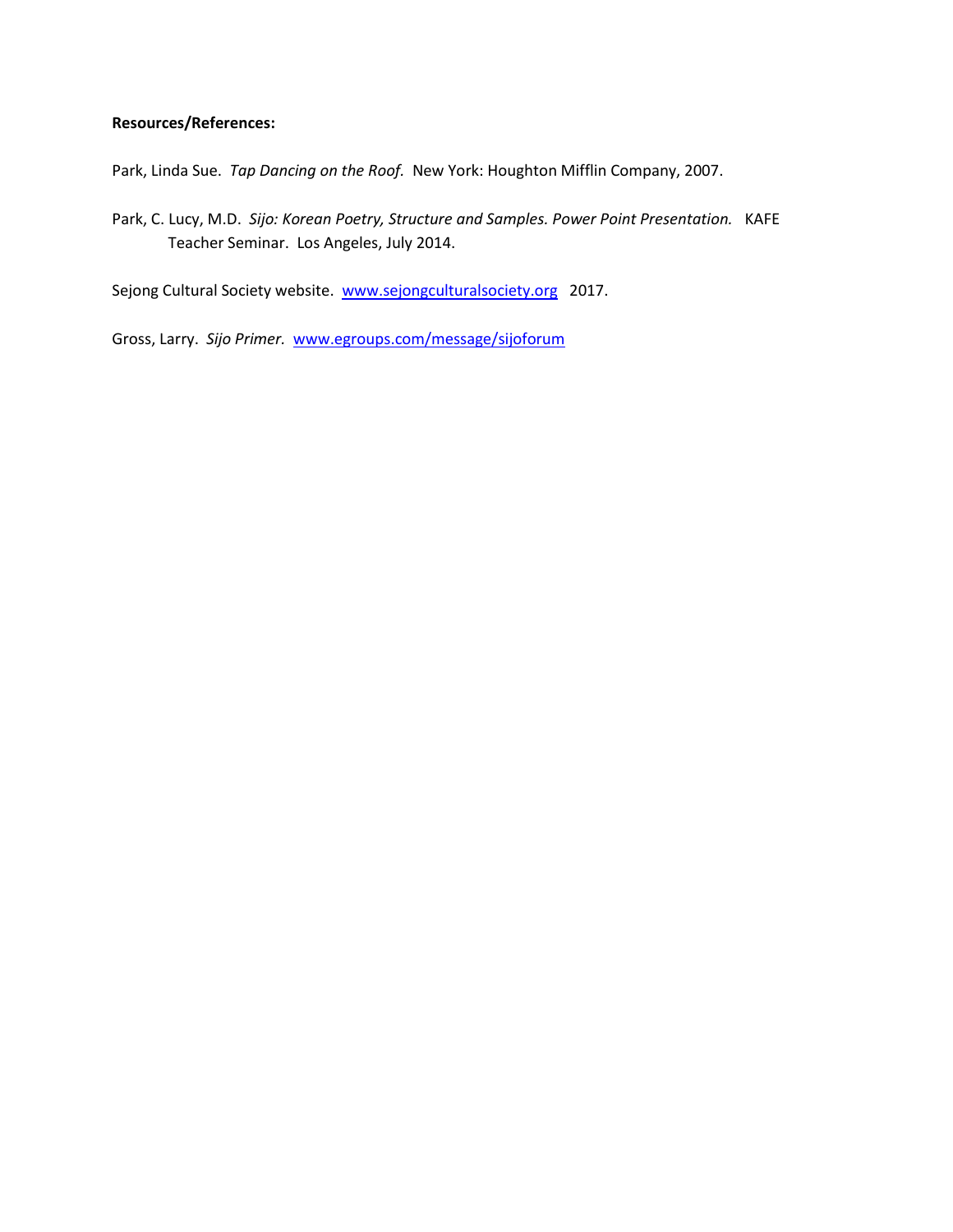**Resources/References:**

Park, Linda Sue. *Tap Dancing on the Roof.* New York: Houghton Mifflin Company, 2007.

Park, C. Lucy, M.D. *Sijo: Korean Poetry, Structure and Samples. Power Point Presentation.* KAFE Teacher Seminar. Los Angeles, July 2014.

Sejong Cultural Society website. [www.sejongculturalsociety.org](http://www.sejongculturalsociety.org) 2017.

Gross, Larry. *Sijo Primer.* [www.egroups.com/message/sijoforum](http://www.egroups.com/message/sijoforum)